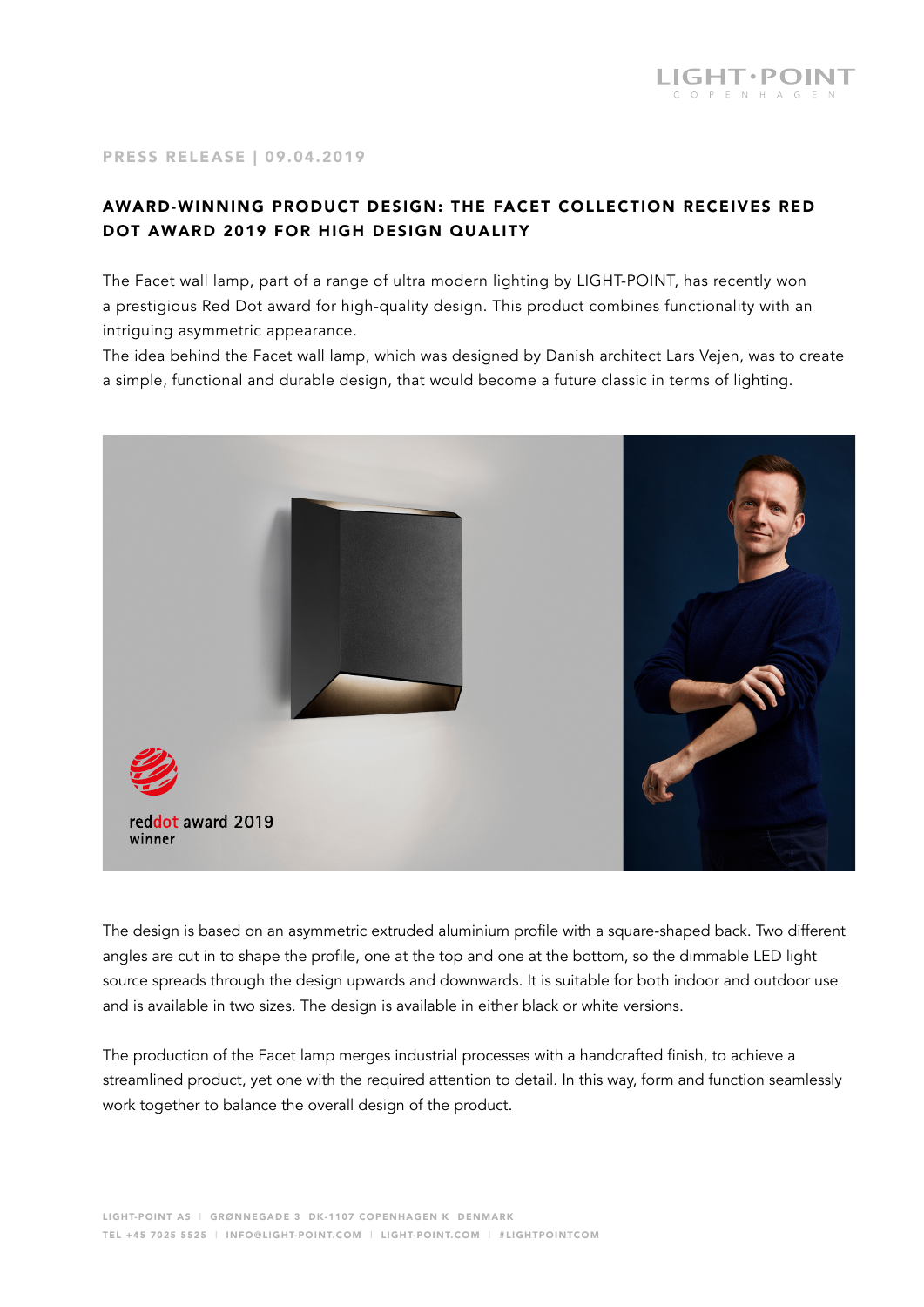PRESS RELEASE | 09.04.2019

## AWARD-WINNING PRODUCT DESIGN: THE FACET COLLECTION RECEIVES RED DOT AWARD 2019 FOR HIGH DESIGN QUALITY

The Facet wall lamp, part of a range of ultra modern lighting by LIGHT-POINT, has recently won a prestigious Red Dot award for high-quality design. This product combines functionality with an intriguing asymmetric appearance.
The idea behind the Facet wall lamp, which was designed by Danish architect Lars Vejen, was to create a simple, functional and durable design, that would become a future classic in terms of lighting.

The design is based on an asymmetric extruded aluminium profile with a square-shaped back. Two different angles are cut in to shape the profile, one at the top and one at the bottom, so the dimmable LED light source spreads through the design upwards and downwards. It is suitable for both indoor and outdoor use and is available in two sizes. The design is available in either black or white versions.

The production of the Facet lamp merges industrial processes with a handcrafted finish, to achieve a streamlined product, yet one with the required attention to detail. In this way, form and function seamlessly work together to balance the overall design of the product.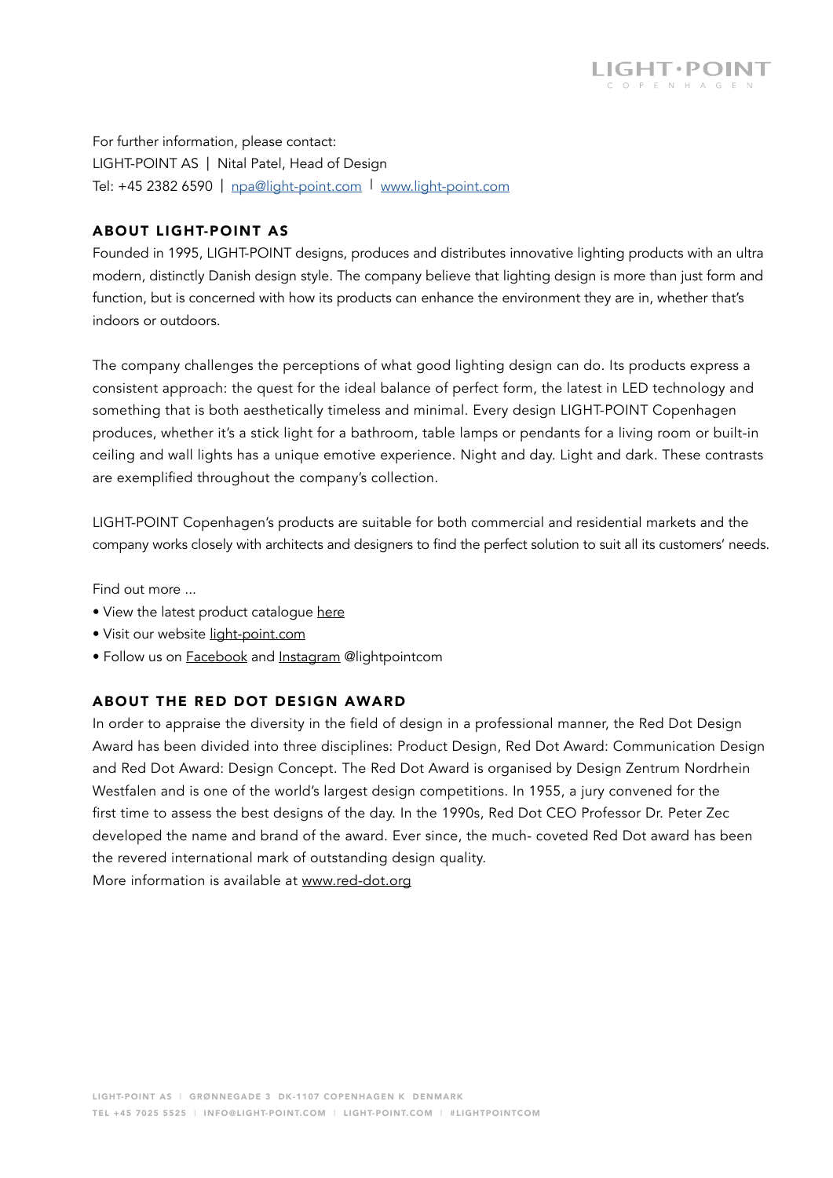For further information, please contact:
LIGHT-POINT AS | Nital Patel, Head of Design
Tel: +45 2382 6590 | npa@light-point.com | www.light-point.com

## ABOUT LIGHT-POINT AS

Founded in 1995, LIGHT-POINT designs, produces and distributes innovative lighting products with an ultra modern, distinctly Danish design style. The company believe that lighting design is more than just form and function, but is concerned with how its products can enhance the environment they are in, whether that's indoors or outdoors.

The company challenges the perceptions of what good lighting design can do. Its products express a consistent approach: the quest for the ideal balance of perfect form, the latest in LED technology and something that is both aesthetically timeless and minimal. Every design LIGHT-POINT Copenhagen produces, whether it's a stick light for a bathroom, table lamps or pendants for a living room or built-in ceiling and wall lights has a unique emotive experience. Night and day. Light and dark. These contrasts are exemplified throughout the company's collection.

LIGHT-POINT Copenhagen's products are suitable for both commercial and residential markets and the company works closely with architects and designers to find the perfect solution to suit all its customers' needs.

Find out more ...

- View the latest product catalogue here
- Visit our website light-point.com
- Follow us on Facebook and Instagram @lightpointcom

## ABOUT THE RED DOT DESIGN AWARD

In order to appraise the diversity in the field of design in a professional manner, the Red Dot Design Award has been divided into three disciplines: Product Design, Red Dot Award: Communication Design and Red Dot Award: Design Concept. The Red Dot Award is organised by Design Zentrum Nordrhein Westfalen and is one of the world's largest design competitions. In 1955, a jury convened for the first time to assess the best designs of the day. In the 1990s, Red Dot CEO Professor Dr. Peter Zec developed the name and brand of the award. Ever since, the much- coveted Red Dot award has been the revered international mark of outstanding design quality.
More information is available at www.red-dot.org